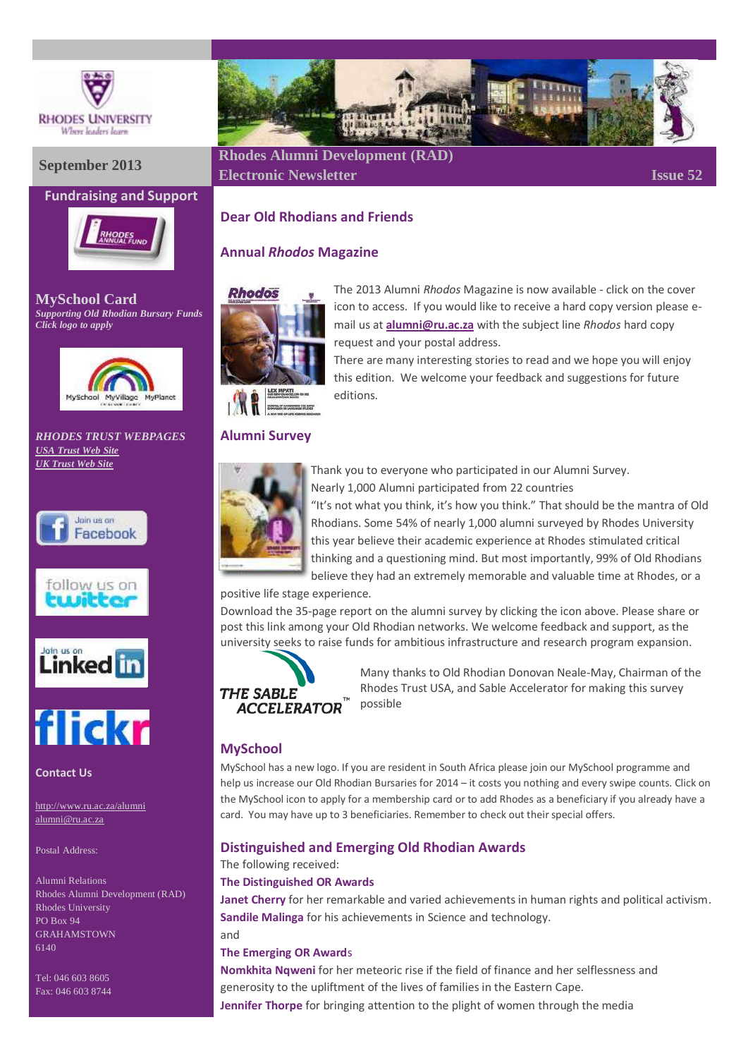# Rhodes Alumni Development (RAD) Electronic Newsletter

September 2013 — Issue 52

## Dear Old Rhodians and Friends

## Annual *Rhodos* Magazine

The 2013 Alumni *Rhodos* Magazine is now available - click on the cover icon to access. If you would like to receive a hard copy version please e-mail us at **alumni@ru.ac.za** with the subject line *Rhodos* hard copy request and your postal address.

There are many interesting stories to read and we hope you will enjoy this edition. We welcome your feedback and suggestions for future editions.

## Alumni Survey

Thank you to everyone who participated in our Alumni Survey.

Nearly 1,000 Alumni participated from 22 countries

"It's not what you think, it's how you think." That should be the mantra of Old Rhodians. Some 54% of nearly 1,000 alumni surveyed by Rhodes University this year believe their academic experience at Rhodes stimulated critical thinking and a questioning mind. But most importantly, 99% of Old Rhodians believe they had an extremely memorable and valuable time at Rhodes, or a positive life stage experience.

Download the 35-page report on the alumni survey by clicking the icon above. Please share or post this link among your Old Rhodian networks. We welcome feedback and support, as the university seeks to raise funds for ambitious infrastructure and research program expansion.

Many thanks to Old Rhodian Donovan Neale-May, Chairman of the Rhodes Trust USA, and Sable Accelerator for making this survey possible

## MySchool

MySchool has a new logo. If you are resident in South Africa please join our MySchool programme and help us increase our Old Rhodian Bursaries for 2014 – it costs you nothing and every swipe counts. Click on the MySchool icon to apply for a membership card or to add Rhodes as a beneficiary if you already have a card. You may have up to 3 beneficiaries. Remember to check out their special offers.

## Distinguished and Emerging Old Rhodian Awards

The following received:

**The Distinguished OR Awards**

**Janet Cherry** for her remarkable and varied achievements in human rights and political activism.

**Sandile Malinga** for his achievements in Science and technology.

and

**The Emerging OR Awards**

**Nomkhita Nqweni** for her meteoric rise if the field of finance and her selflessness and generosity to the upliftment of the lives of families in the Eastern Cape.

**Jennifer Thorpe** for bringing attention to the plight of women through the media

---

**Fundraising and Support**

**MySchool Card**

*Supporting Old Rhodian Bursary Funds*
*Click logo to apply*

*RHODES TRUST WEBPAGES*
*USA Trust Web Site*
*UK Trust Web Site*

**Contact Us**

http://www.ru.ac.za/alumni
alumni@ru.ac.za

Postal Address:

Alumni Relations
Rhodes Alumni Development (RAD)
Rhodes University
PO Box 94
GRAHAMSTOWN
6140

Tel: 046 603 8605
Fax: 046 603 8744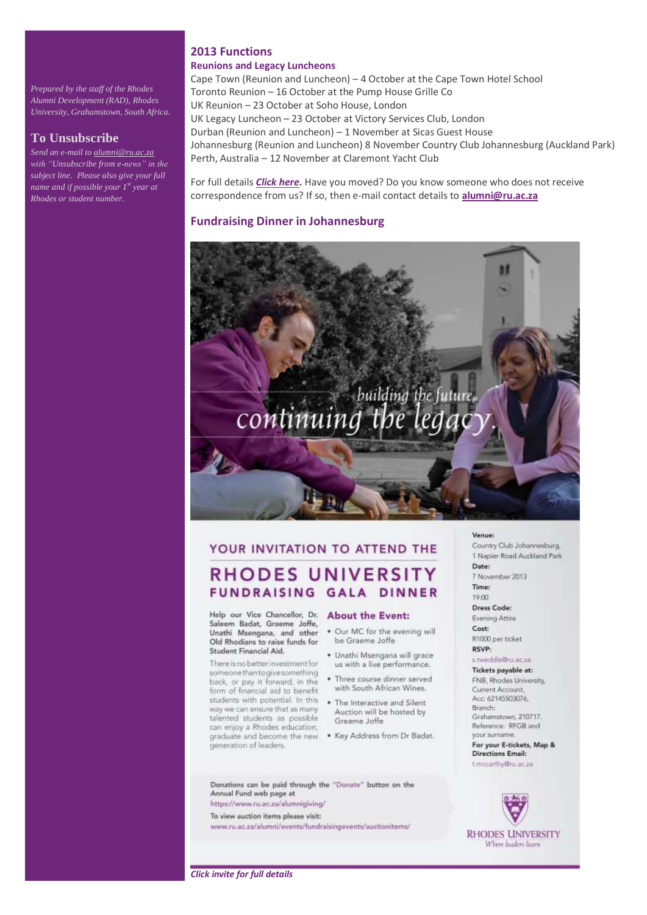*Prepared by the staff of the Rhodes Alumni Development (RAD), Rhodes University, Grahamstown, South Africa.*

## To Unsubscribe

*Send an e-mail to alumni@ru.ac.za with "Unsubscribe from e-news" in the subject line. Please also give your full name and if possible your 1st year at Rhodes or student number.*

## 2013 Functions

### Reunions and Legacy Luncheons

Cape Town (Reunion and Luncheon) – 4 October at the Cape Town Hotel School
Toronto Reunion – 16 October at the Pump House Grille Co
UK Reunion – 23 October at Soho House, London
UK Legacy Luncheon – 23 October at Victory Services Club, London
Durban (Reunion and Luncheon) – 1 November at Sicas Guest House
Johannesburg (Reunion and Luncheon) 8 November Country Club Johannesburg (Auckland Park)
Perth, Australia – 12 November at Claremont Yacht Club

For full details ***Click here***. Have you moved? Do you know someone who does not receive correspondence from us? If so, then e-mail contact details to **alumni@ru.ac.za**

## Fundraising Dinner in Johannesburg

building the future, continuing the legacy.

YOUR INVITATION TO ATTEND THE

**RHODES UNIVERSITY FUNDRAISING GALA DINNER**

Help our Vice Chancellor, Dr. Saleem Badat, Graeme Joffe, Unathi Msengana, and other Old Rhodians to raise funds for Student Financial Aid.

There is no better investment for someone than to give something back, or pay it forward, in the form of financial aid to benefit students with potential. In this way we can ensure that as many talented students as possible can enjoy a Rhodes education, graduate and become the new generation of leaders.

**About the Event:**

- Our MC for the evening will be Graeme Joffe
- Unathi Msengana will grace us with a live performance.
- Three course dinner served with South African Wines.
- The Interactive and Silent Auction will be hosted by Greame Joffe
- Key Address from Dr Badat.

**Venue:**
Country Club Johannesburg, 1 Napier Road Auckland Park

**Date:**
7 November 2013

**Time:**
19:00

**Dress Code:**
Evening Attire

**Cost:**
R1000 per ticket

**RSVP:**
s.tweddle@ru.ac.za

**Tickets payable at:**
FNB, Rhodes University, Current Account, Acc: 62145503076, Branch: Grahamstown, 210717. Reference: RFGB and your surname.

**For your E-tickets, Map & Directions Email:**
t.mccarthy@ru.ac.za

Donations can be paid through the "Donate" button on the Annual Fund web page at
https://www.ru.ac.za/alumnigiving/

To view auction items please visit:
www.ru.ac.za/alumni/events/fundraisingevents/auctionitems/

RHODES UNIVERSITY
*Where leaders learn*

***Click invite for full details***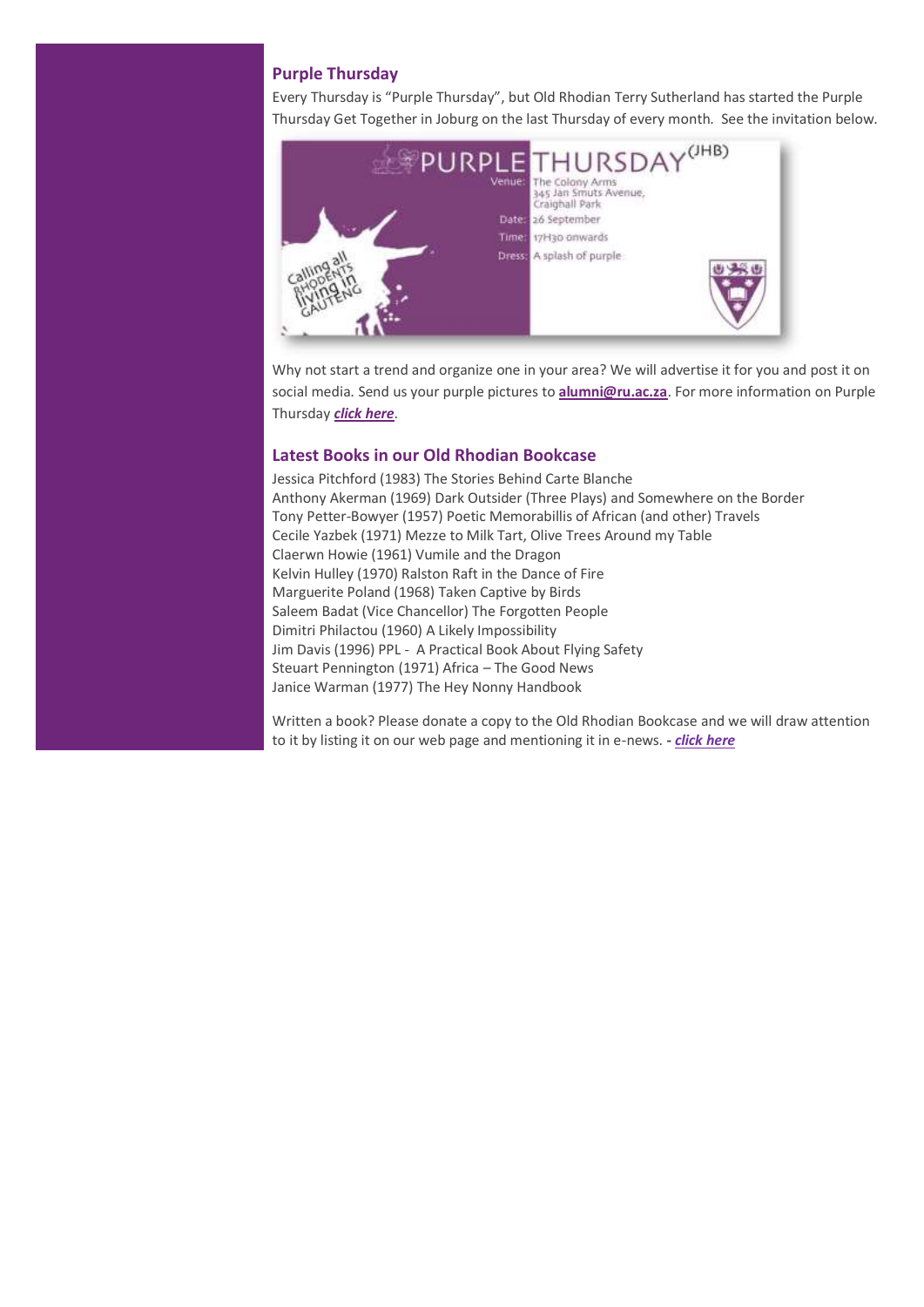## Purple Thursday

Every Thursday is "Purple Thursday", but Old Rhodian Terry Sutherland has started the Purple Thursday Get Together in Joburg on the last Thursday of every month. See the invitation below.

PURPLE THURSDAY (JHB)

Venue: The Colony Arms 345 Jan Smuts Avenue, Craighall Park

Date: 26 September

Time: 17H30 onwards

Dress: A splash of purple

Calling all RHODENTS living in GAUTENG

Why not start a trend and organize one in your area? We will advertise it for you and post it on social media. Send us your purple pictures to **alumni@ru.ac.za**. For more information on Purple Thursday ***click here***.

## Latest Books in our Old Rhodian Bookcase

Jessica Pitchford (1983) The Stories Behind Carte Blanche
Anthony Akerman (1969) Dark Outsider (Three Plays) and Somewhere on the Border
Tony Petter-Bowyer (1957) Poetic Memorabillis of African (and other) Travels
Cecile Yazbek (1971) Mezze to Milk Tart, Olive Trees Around my Table
Claerwn Howie (1961) Vumile and the Dragon
Kelvin Hulley (1970) Ralston Raft in the Dance of Fire
Marguerite Poland (1968) Taken Captive by Birds
Saleem Badat (Vice Chancellor) The Forgotten People
Dimitri Philactou (1960) A Likely Impossibility
Jim Davis (1996) PPL - A Practical Book About Flying Safety
Steuart Pennington (1971) Africa – The Good News
Janice Warman (1977) The Hey Nonny Handbook

Written a book? Please donate a copy to the Old Rhodian Bookcase and we will draw attention to it by listing it on our web page and mentioning it in e-news. **-** ***click here***